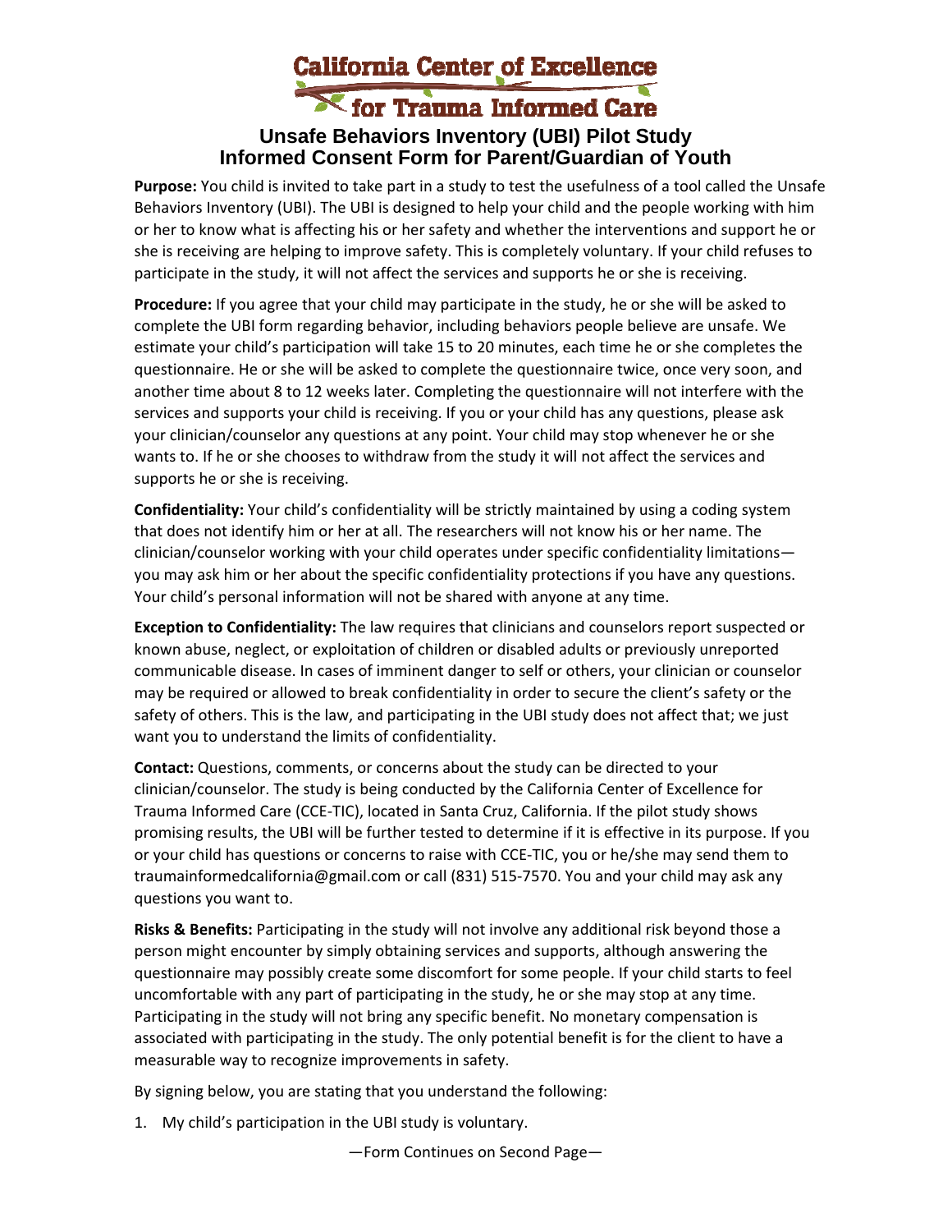# California Center of Excellence for Trauma Informed Care

## Unsafe Behaviors Inventory (UBI) Pilot Study
## Informed Consent Form for Parent/Guardian of Youth

**Purpose:** You child is invited to take part in a study to test the usefulness of a tool called the Unsafe Behaviors Inventory (UBI). The UBI is designed to help your child and the people working with him or her to know what is affecting his or her safety and whether the interventions and support he or she is receiving are helping to improve safety. This is completely voluntary. If your child refuses to participate in the study, it will not affect the services and supports he or she is receiving.

**Procedure:** If you agree that your child may participate in the study, he or she will be asked to complete the UBI form regarding behavior, including behaviors people believe are unsafe. We estimate your child's participation will take 15 to 20 minutes, each time he or she completes the questionnaire. He or she will be asked to complete the questionnaire twice, once very soon, and another time about 8 to 12 weeks later. Completing the questionnaire will not interfere with the services and supports your child is receiving. If you or your child has any questions, please ask your clinician/counselor any questions at any point. Your child may stop whenever he or she wants to. If he or she chooses to withdraw from the study it will not affect the services and supports he or she is receiving.

**Confidentiality:** Your child's confidentiality will be strictly maintained by using a coding system that does not identify him or her at all. The researchers will not know his or her name. The clinician/counselor working with your child operates under specific confidentiality limitations—you may ask him or her about the specific confidentiality protections if you have any questions. Your child's personal information will not be shared with anyone at any time.

**Exception to Confidentiality:** The law requires that clinicians and counselors report suspected or known abuse, neglect, or exploitation of children or disabled adults or previously unreported communicable disease. In cases of imminent danger to self or others, your clinician or counselor may be required or allowed to break confidentiality in order to secure the client's safety or the safety of others. This is the law, and participating in the UBI study does not affect that; we just want you to understand the limits of confidentiality.

**Contact:** Questions, comments, or concerns about the study can be directed to your clinician/counselor. The study is being conducted by the California Center of Excellence for Trauma Informed Care (CCE-TIC), located in Santa Cruz, California. If the pilot study shows promising results, the UBI will be further tested to determine if it is effective in its purpose. If you or your child has questions or concerns to raise with CCE-TIC, you or he/she may send them to traumainformedcalifornia@gmail.com or call (831) 515-7570. You and your child may ask any questions you want to.

**Risks & Benefits:** Participating in the study will not involve any additional risk beyond those a person might encounter by simply obtaining services and supports, although answering the questionnaire may possibly create some discomfort for some people. If your child starts to feel uncomfortable with any part of participating in the study, he or she may stop at any time. Participating in the study will not bring any specific benefit. No monetary compensation is associated with participating in the study. The only potential benefit is for the client to have a measurable way to recognize improvements in safety.

By signing below, you are stating that you understand the following:

1. My child's participation in the UBI study is voluntary.

—Form Continues on Second Page—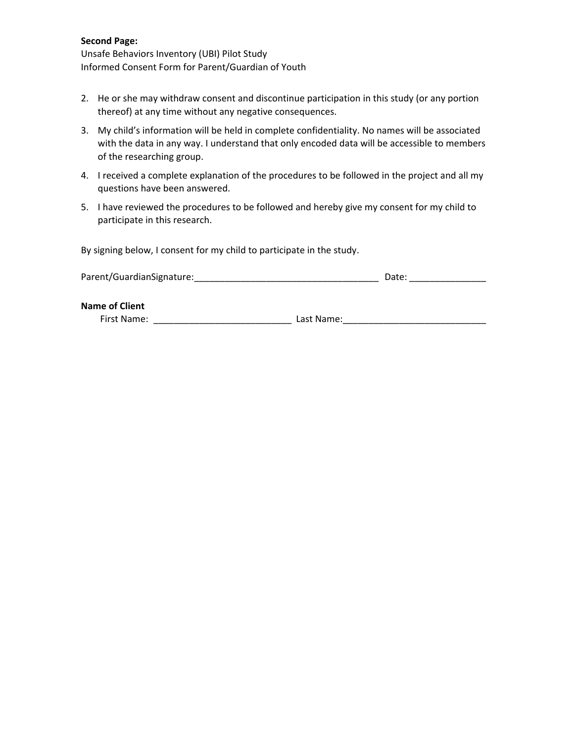**Second Page:**
Unsafe Behaviors Inventory (UBI) Pilot Study
Informed Consent Form for Parent/Guardian of Youth

2. He or she may withdraw consent and discontinue participation in this study (or any portion thereof) at any time without any negative consequences.
3. My child's information will be held in complete confidentiality. No names will be associated with the data in any way. I understand that only encoded data will be accessible to members of the researching group.
4. I received a complete explanation of the procedures to be followed in the project and all my questions have been answered.
5. I have reviewed the procedures to be followed and hereby give my consent for my child to participate in this research.

By signing below, I consent for my child to participate in the study.

Parent/GuardianSignature:___________________________________ Date: _______________

**Name of Client**
First Name: ___________________________ Last Name:___________________________